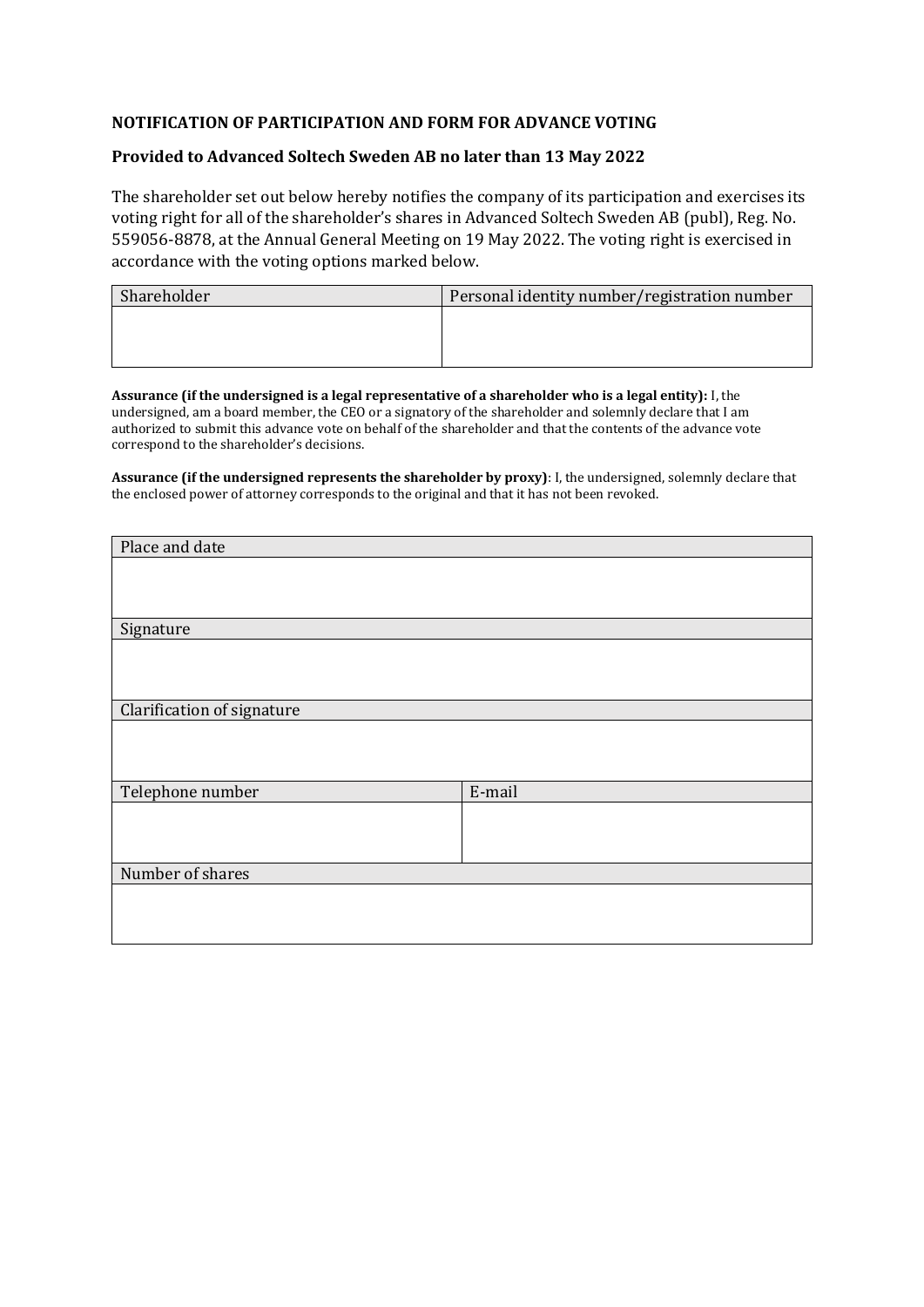**NOTIFICATION OF PARTICIPATION AND FORM FOR ADVANCE VOTING**

**Provided to Advanced Soltech Sweden AB no later than 13 May 2022**

The shareholder set out below hereby notifies the company of its participation and exercises its voting right for all of the shareholder's shares in Advanced Soltech Sweden AB (publ), Reg. No. 559056-8878, at the Annual General Meeting on 19 May 2022. The voting right is exercised in accordance with the voting options marked below.

| Shareholder | Personal identity number/registration number |
|---|---|
| | |

**Assurance (if the undersigned is a legal representative of a shareholder who is a legal entity):** I, the undersigned, am a board member, the CEO or a signatory of the shareholder and solemnly declare that I am authorized to submit this advance vote on behalf of the shareholder and that the contents of the advance vote correspond to the shareholder's decisions.

**Assurance (if the undersigned represents the shareholder by proxy)**: I, the undersigned, solemnly declare that the enclosed power of attorney corresponds to the original and that it has not been revoked.

| Place and date | |
|---|---|
| | |
| Signature | |
| | |
| Clarification of signature | |
| | |
| Telephone number | E-mail |
| | |
| Number of shares | |
| | |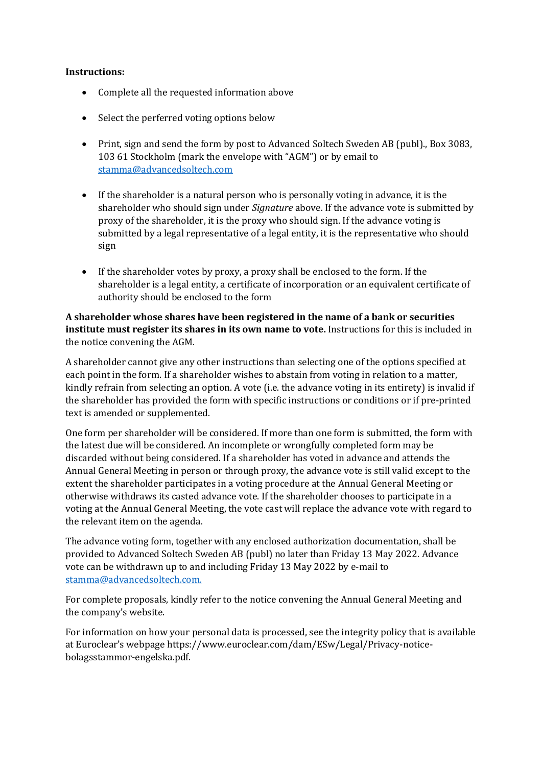**Instructions:**

- Complete all the requested information above
- Select the perferred voting options below
- Print, sign and send the form by post to Advanced Soltech Sweden AB (publ)., Box 3083, 103 61 Stockholm (mark the envelope with "AGM") or by email to stamma@advancedsoltech.com
- If the shareholder is a natural person who is personally voting in advance, it is the shareholder who should sign under *Signature* above. If the advance vote is submitted by proxy of the shareholder, it is the proxy who should sign. If the advance voting is submitted by a legal representative of a legal entity, it is the representative who should sign
- If the shareholder votes by proxy, a proxy shall be enclosed to the form. If the shareholder is a legal entity, a certificate of incorporation or an equivalent certificate of authority should be enclosed to the form

**A shareholder whose shares have been registered in the name of a bank or securities institute must register its shares in its own name to vote.** Instructions for this is included in the notice convening the AGM.

A shareholder cannot give any other instructions than selecting one of the options specified at each point in the form. If a shareholder wishes to abstain from voting in relation to a matter, kindly refrain from selecting an option. A vote (i.e. the advance voting in its entirety) is invalid if the shareholder has provided the form with specific instructions or conditions or if pre-printed text is amended or supplemented.

One form per shareholder will be considered. If more than one form is submitted, the form with the latest due will be considered. An incomplete or wrongfully completed form may be discarded without being considered. If a shareholder has voted in advance and attends the Annual General Meeting in person or through proxy, the advance vote is still valid except to the extent the shareholder participates in a voting procedure at the Annual General Meeting or otherwise withdraws its casted advance vote. If the shareholder chooses to participate in a voting at the Annual General Meeting, the vote cast will replace the advance vote with regard to the relevant item on the agenda.

The advance voting form, together with any enclosed authorization documentation, shall be provided to Advanced Soltech Sweden AB (publ) no later than Friday 13 May 2022. Advance vote can be withdrawn up to and including Friday 13 May 2022 by e-mail to stamma@advancedsoltech.com.

For complete proposals, kindly refer to the notice convening the Annual General Meeting and the company's website.

For information on how your personal data is processed, see the integrity policy that is available at Euroclear's webpage https://www.euroclear.com/dam/ESw/Legal/Privacy-notice-bolagsstammor-engelska.pdf.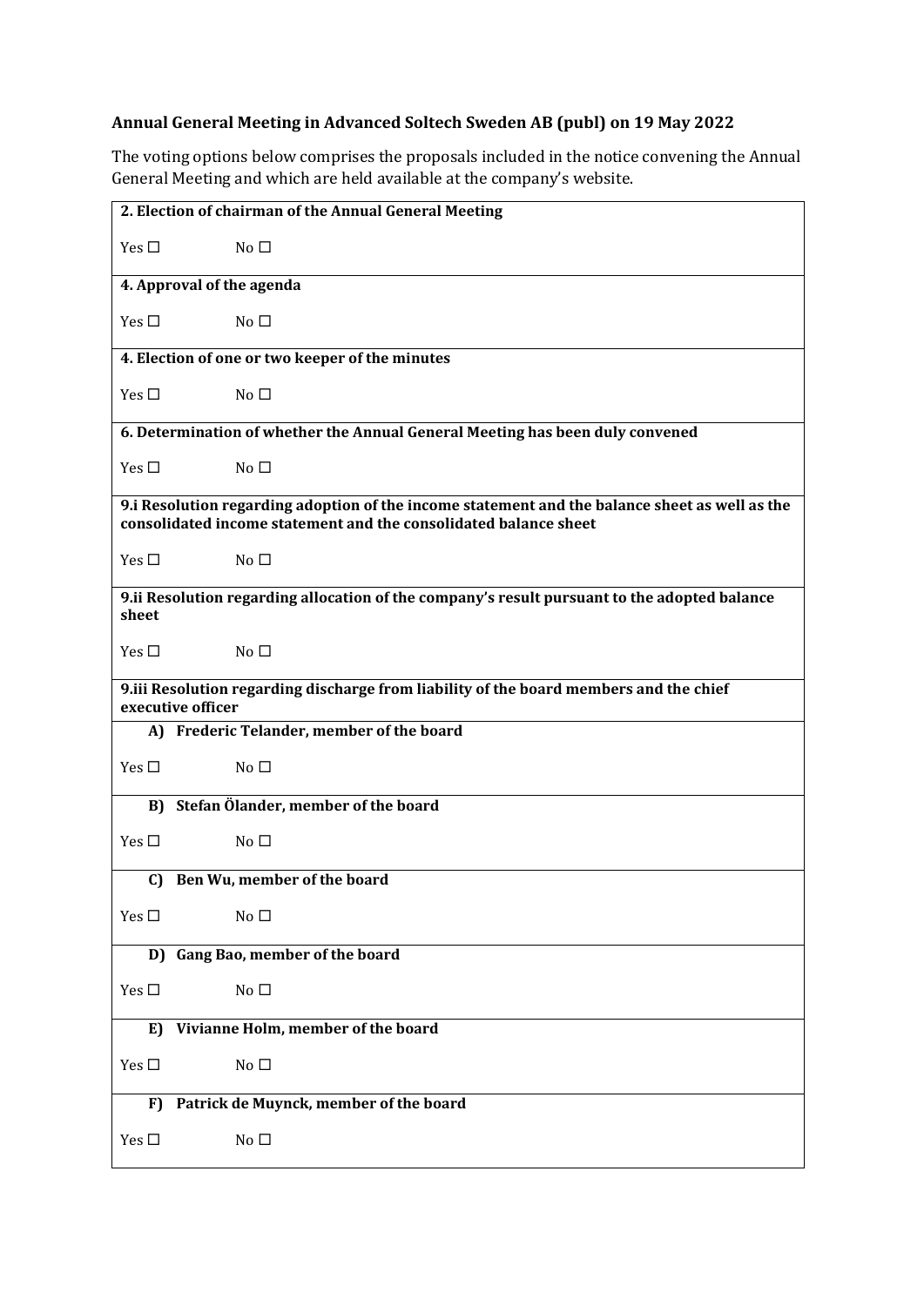**Annual General Meeting in Advanced Soltech Sweden AB (publ) on 19 May 2022**

The voting options below comprises the proposals included in the notice convening the Annual General Meeting and which are held available at the company's website.

**2. Election of chairman of the Annual General Meeting**

Yes ☐ No ☐

**4. Approval of the agenda**

Yes ☐ No ☐

**4. Election of one or two keeper of the minutes**

Yes ☐ No ☐

**6. Determination of whether the Annual General Meeting has been duly convened**

Yes ☐ No ☐

**9.i Resolution regarding adoption of the income statement and the balance sheet as well as the consolidated income statement and the consolidated balance sheet**

Yes ☐ No ☐

**9.ii Resolution regarding allocation of the company's result pursuant to the adopted balance sheet**

Yes ☐ No ☐

**9.iii Resolution regarding discharge from liability of the board members and the chief executive officer**

**A) Frederic Telander, member of the board**

Yes ☐ No ☐

**B) Stefan Ölander, member of the board**

Yes ☐ No ☐

**C) Ben Wu, member of the board**

Yes ☐ No ☐

**D) Gang Bao, member of the board**

Yes ☐ No ☐

**E) Vivianne Holm, member of the board**

Yes ☐ No ☐

**F) Patrick de Muynck, member of the board**

Yes ☐ No ☐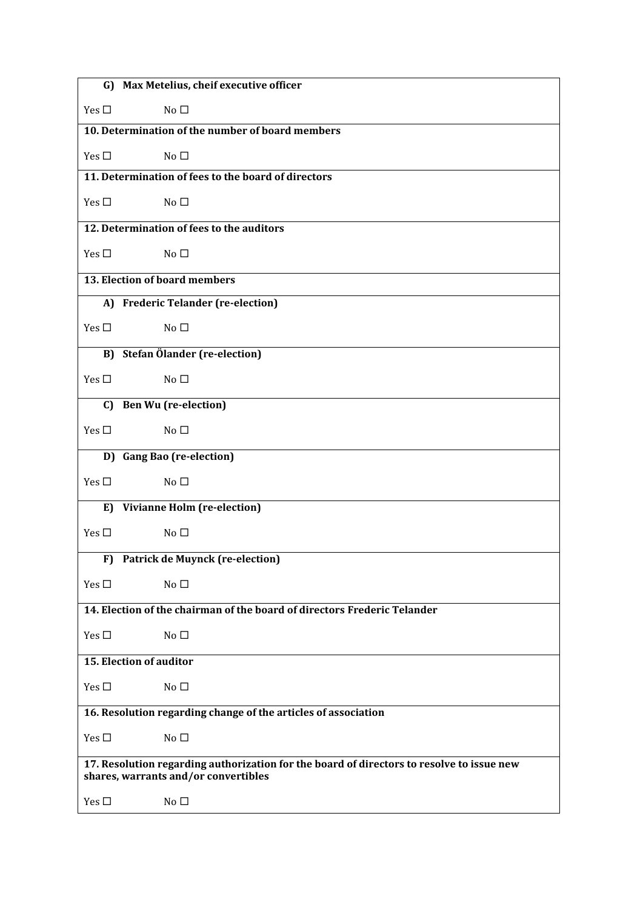| |
|---|
| **G) Max Metelius, cheif executive officer** |
| Yes ☐ No ☐ |
| **10. Determination of the number of board members** |
| Yes ☐ No ☐ |
| **11. Determination of fees to the board of directors** |
| Yes ☐ No ☐ |
| **12. Determination of fees to the auditors** |
| Yes ☐ No ☐ |
| **13. Election of board members** |
| **A) Frederic Telander (re-election)** |
| Yes ☐ No ☐ |
| **B) Stefan Ölander (re-election)** |
| Yes ☐ No ☐ |
| **C) Ben Wu (re-election)** |
| Yes ☐ No ☐ |
| **D) Gang Bao (re-election)** |
| Yes ☐ No ☐ |
| **E) Vivianne Holm (re-election)** |
| Yes ☐ No ☐ |
| **F) Patrick de Muynck (re-election)** |
| Yes ☐ No ☐ |
| **14. Election of the chairman of the board of directors Frederic Telander** |
| Yes ☐ No ☐ |
| **15. Election of auditor** |
| Yes ☐ No ☐ |
| **16. Resolution regarding change of the articles of association** |
| Yes ☐ No ☐ |
| **17. Resolution regarding authorization for the board of directors to resolve to issue new shares, warrants and/or convertibles** |
| Yes ☐ No ☐ |